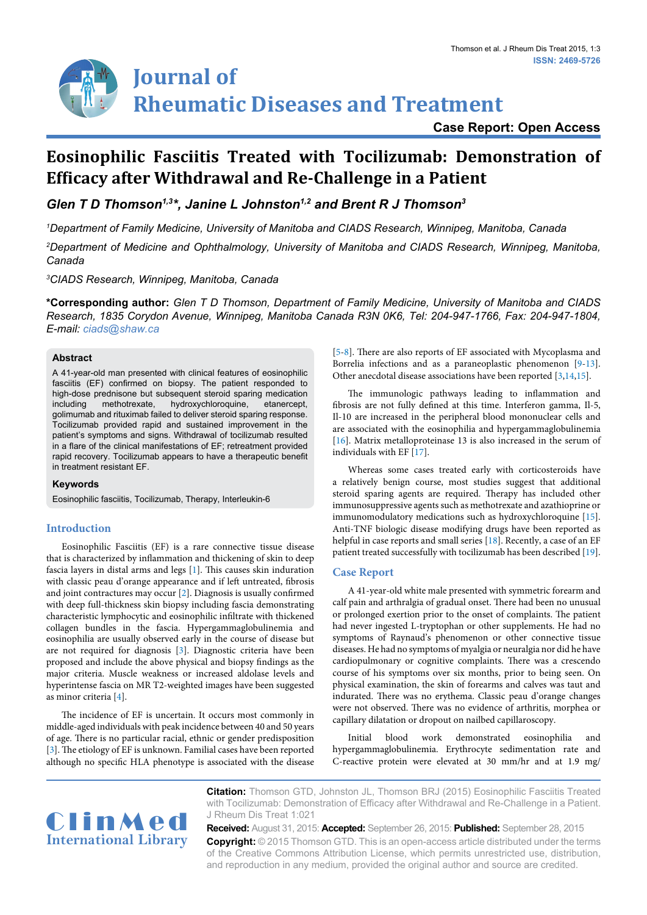# Journal of Rheumatic Diseases and Treatment

**Case Report: Open Access**

# Eosinophilic Fasciitis Treated with Tocilizumab: Demonstration of Efficacy after Withdrawal and Re-Challenge in a Patient

***Glen T D Thomson*[1,3]*, Janine L Johnston*[1,2] *and Brent R J Thomson*[3]**

[1] *Department of Family Medicine, University of Manitoba and CIADS Research, Winnipeg, Manitoba, Canada*

[2] *Department of Medicine and Ophthalmology, University of Manitoba and CIADS Research, Winnipeg, Manitoba, Canada*

[3] *CIADS Research, Winnipeg, Manitoba, Canada*

**\*Corresponding author:** *Glen T D Thomson, Department of Family Medicine, University of Manitoba and CIADS Research, 1835 Corydon Avenue, Winnipeg, Manitoba Canada R3N 0K6, Tel: 204-947-1766, Fax: 204-947-1804, E-mail: ciads@shaw.ca*

## Abstract

A 41-year-old man presented with clinical features of eosinophilic fasciitis (EF) confirmed on biopsy. The patient responded to high-dose prednisone but subsequent steroid sparing medication including methotrexate, hydroxychloroquine, etanercept, golimumab and rituximab failed to deliver steroid sparing response. Tocilizumab provided rapid and sustained improvement in the patient's symptoms and signs. Withdrawal of tocilizumab resulted in a flare of the clinical manifestations of EF; retreatment provided rapid recovery. Tocilizumab appears to have a therapeutic benefit in treatment resistant EF.

## Keywords

Eosinophilic fasciitis, Tocilizumab, Therapy, Interleukin-6

## Introduction

Eosinophilic Fasciitis (EF) is a rare connective tissue disease that is characterized by inflammation and thickening of skin to deep fascia layers in distal arms and legs [1]. This causes skin induration with classic peau d'orange appearance and if left untreated, fibrosis and joint contractures may occur [2]. Diagnosis is usually confirmed with deep full-thickness skin biopsy including fascia demonstrating characteristic lymphocytic and eosinophilic infiltrate with thickened collagen bundles in the fascia. Hypergammaglobulinemia and eosinophilia are usually observed early in the course of disease but are not required for diagnosis [3]. Diagnostic criteria have been proposed and include the above physical and biopsy findings as the major criteria. Muscle weakness or increased aldolase levels and hyperintense fascia on MR T2-weighted images have been suggested as minor criteria [4].

The incidence of EF is uncertain. It occurs most commonly in middle-aged individuals with peak incidence between 40 and 50 years of age. There is no particular racial, ethnic or gender predisposition [3]. The etiology of EF is unknown. Familial cases have been reported although no specific HLA phenotype is associated with the disease [5-8]. There are also reports of EF associated with Mycoplasma and Borrelia infections and as a paraneoplastic phenomenon [9-13]. Other anecdotal disease associations have been reported [3,14,15].

The immunologic pathways leading to inflammation and fibrosis are not fully defined at this time. Interferon gamma, Il-5, Il-10 are increased in the peripheral blood mononuclear cells and are associated with the eosinophilia and hypergammaglobulinemia [16]. Matrix metalloproteinase 13 is also increased in the serum of individuals with EF [17].

Whereas some cases treated early with corticosteroids have a relatively benign course, most studies suggest that additional steroid sparing agents are required. Therapy has included other immunosuppressive agents such as methotrexate and azathioprine or immunomodulatory medications such as hydroxychloroquine [15]. Anti-TNF biologic disease modifying drugs have been reported as helpful in case reports and small series [18]. Recently, a case of an EF patient treated successfully with tocilizumab has been described [19].

## Case Report

A 41-year-old white male presented with symmetric forearm and calf pain and arthralgia of gradual onset. There had been no unusual or prolonged exertion prior to the onset of complaints. The patient had never ingested L-tryptophan or other supplements. He had no symptoms of Raynaud's phenomenon or other connective tissue diseases. He had no symptoms of myalgia or neuralgia nor did he have cardiopulmonary or cognitive complaints. There was a crescendo course of his symptoms over six months, prior to being seen. On physical examination, the skin of forearms and calves was taut and indurated. There was no erythema. Classic peau d'orange changes were not observed. There was no evidence of arthritis, morphea or capillary dilatation or dropout on nailbed capillaroscopy.

Initial blood work demonstrated eosinophilia and hypergammaglobulinemia. Erythrocyte sedimentation rate and C-reactive protein were elevated at 30 mm/hr and at 1.9 mg/

**Citation:** Thomson GTD, Johnston JL, Thomson BRJ (2015) Eosinophilic Fasciitis Treated with Tocilizumab: Demonstration of Efficacy after Withdrawal and Re-Challenge in a Patient. J Rheum Dis Treat 1:021

**Received:** August 31, 2015: **Accepted:** September 26, 2015: **Published:** September 28, 2015

**Copyright:** © 2015 Thomson GTD. This is an open-access article distributed under the terms of the Creative Commons Attribution License, which permits unrestricted use, distribution, and reproduction in any medium, provided the original author and source are credited.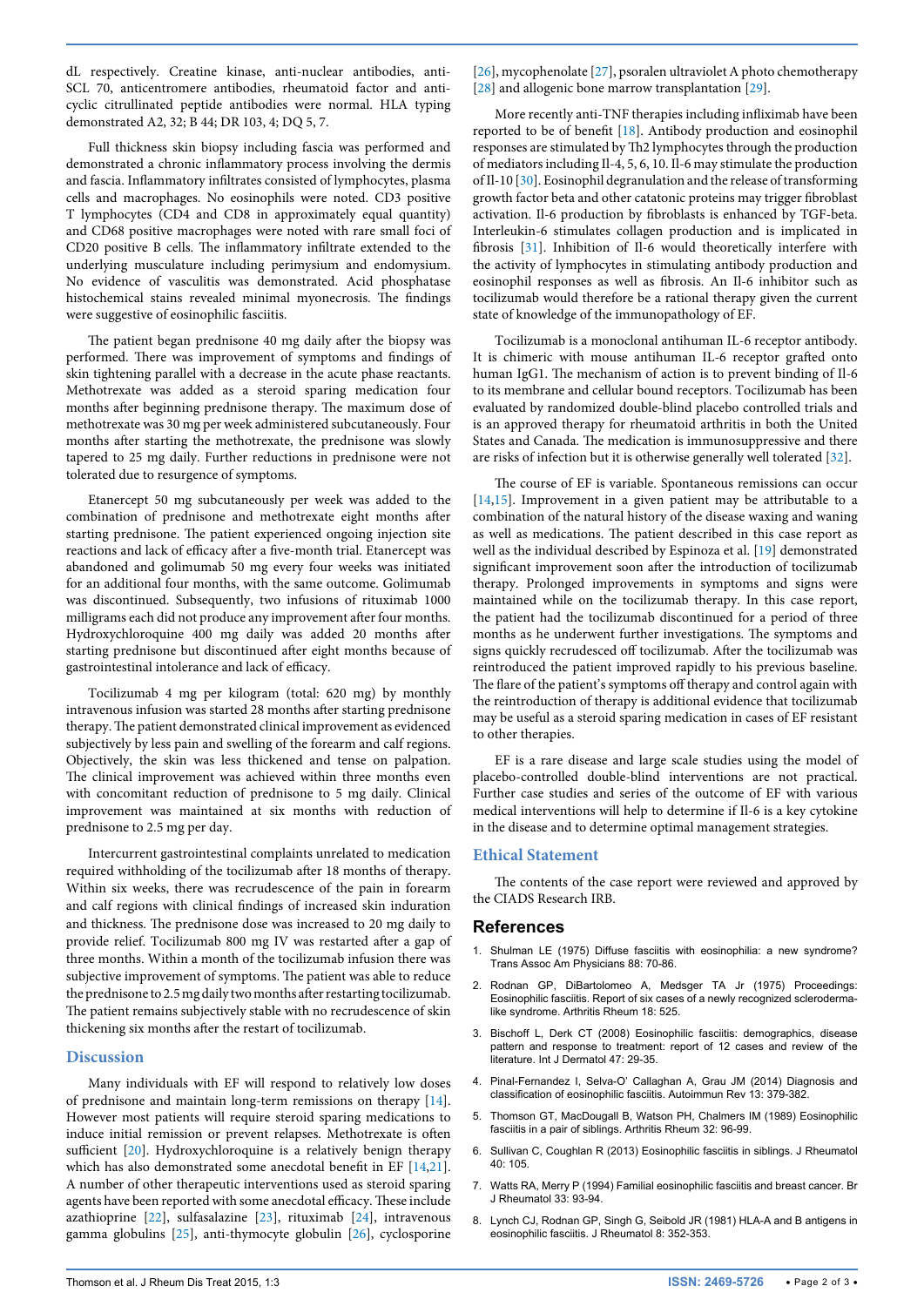dL respectively. Creatine kinase, anti-nuclear antibodies, anti-SCL 70, anticentromere antibodies, rheumatoid factor and anti-cyclic citrullinated peptide antibodies were normal. HLA typing demonstrated A2, 32; B 44; DR 103, 4; DQ 5, 7.

Full thickness skin biopsy including fascia was performed and demonstrated a chronic inflammatory process involving the dermis and fascia. Inflammatory infiltrates consisted of lymphocytes, plasma cells and macrophages. No eosinophils were noted. CD3 positive T lymphocytes (CD4 and CD8 in approximately equal quantity) and CD68 positive macrophages were noted with rare small foci of CD20 positive B cells. The inflammatory infiltrate extended to the underlying musculature including perimysium and endomysium. No evidence of vasculitis was demonstrated. Acid phosphatase histochemical stains revealed minimal myonecrosis. The findings were suggestive of eosinophilic fasciitis.

The patient began prednisone 40 mg daily after the biopsy was performed. There was improvement of symptoms and findings of skin tightening parallel with a decrease in the acute phase reactants. Methotrexate was added as a steroid sparing medication four months after beginning prednisone therapy. The maximum dose of methotrexate was 30 mg per week administered subcutaneously. Four months after starting the methotrexate, the prednisone was slowly tapered to 25 mg daily. Further reductions in prednisone were not tolerated due to resurgence of symptoms.

Etanercept 50 mg subcutaneously per week was added to the combination of prednisone and methotrexate eight months after starting prednisone. The patient experienced ongoing injection site reactions and lack of efficacy after a five-month trial. Etanercept was abandoned and golimumab 50 mg every four weeks was initiated for an additional four months, with the same outcome. Golimumab was discontinued. Subsequently, two infusions of rituximab 1000 milligrams each did not produce any improvement after four months. Hydroxychloroquine 400 mg daily was added 20 months after starting prednisone but discontinued after eight months because of gastrointestinal intolerance and lack of efficacy.

Tocilizumab 4 mg per kilogram (total: 620 mg) by monthly intravenous infusion was started 28 months after starting prednisone therapy. The patient demonstrated clinical improvement as evidenced subjectively by less pain and swelling of the forearm and calf regions. Objectively, the skin was less thickened and tense on palpation. The clinical improvement was achieved within three months even with concomitant reduction of prednisone to 5 mg daily. Clinical improvement was maintained at six months with reduction of prednisone to 2.5 mg per day.

Intercurrent gastrointestinal complaints unrelated to medication required withholding of the tocilizumab after 18 months of therapy. Within six weeks, there was recrudescence of the pain in forearm and calf regions with clinical findings of increased skin induration and thickness. The prednisone dose was increased to 20 mg daily to provide relief. Tocilizumab 800 mg IV was restarted after a gap of three months. Within a month of the tocilizumab infusion there was subjective improvement of symptoms. The patient was able to reduce the prednisone to 2.5 mg daily two months after restarting tocilizumab. The patient remains subjectively stable with no recrudescence of skin thickening six months after the restart of tocilizumab.

## Discussion

Many individuals with EF will respond to relatively low doses of prednisone and maintain long-term remissions on therapy [14]. However most patients will require steroid sparing medications to induce initial remission or prevent relapses. Methotrexate is often sufficient [20]. Hydroxychloroquine is a relatively benign therapy which has also demonstrated some anecdotal benefit in EF [14,21]. A number of other therapeutic interventions used as steroid sparing agents have been reported with some anecdotal efficacy. These include azathioprine [22], sulfasalazine [23], rituximab [24], intravenous gamma globulins [25], anti-thymocyte globulin [26], cyclosporine [26], mycophenolate [27], psoralen ultraviolet A photo chemotherapy [28] and allogenic bone marrow transplantation [29].

More recently anti-TNF therapies including infliximab have been reported to be of benefit [18]. Antibody production and eosinophil responses are stimulated by Th2 lymphocytes through the production of mediators including Il-4, 5, 6, 10. Il-6 may stimulate the production of Il-10 [30]. Eosinophil degranulation and the release of transforming growth factor beta and other catatonic proteins may trigger fibroblast activation. Il-6 production by fibroblasts is enhanced by TGF-beta. Interleukin-6 stimulates collagen production and is implicated in fibrosis [31]. Inhibition of Il-6 would theoretically interfere with the activity of lymphocytes in stimulating antibody production and eosinophil responses as well as fibrosis. An Il-6 inhibitor such as tocilizumab would therefore be a rational therapy given the current state of knowledge of the immunopathology of EF.

Tocilizumab is a monoclonal antihuman IL-6 receptor antibody. It is chimeric with mouse antihuman IL-6 receptor grafted onto human IgG1. The mechanism of action is to prevent binding of Il-6 to its membrane and cellular bound receptors. Tocilizumab has been evaluated by randomized double-blind placebo controlled trials and is an approved therapy for rheumatoid arthritis in both the United States and Canada. The medication is immunosuppressive and there are risks of infection but it is otherwise generally well tolerated [32].

The course of EF is variable. Spontaneous remissions can occur [14,15]. Improvement in a given patient may be attributable to a combination of the natural history of the disease waxing and waning as well as medications. The patient described in this case report as well as the individual described by Espinoza et al. [19] demonstrated significant improvement soon after the introduction of tocilizumab therapy. Prolonged improvements in symptoms and signs were maintained while on the tocilizumab therapy. In this case report, the patient had the tocilizumab discontinued for a period of three months as he underwent further investigations. The symptoms and signs quickly recrudesced off tocilizumab. After the tocilizumab was reintroduced the patient improved rapidly to his previous baseline. The flare of the patient's symptoms off therapy and control again with the reintroduction of therapy is additional evidence that tocilizumab may be useful as a steroid sparing medication in cases of EF resistant to other therapies.

EF is a rare disease and large scale studies using the model of placebo-controlled double-blind interventions are not practical. Further case studies and series of the outcome of EF with various medical interventions will help to determine if Il-6 is a key cytokine in the disease and to determine optimal management strategies.

## Ethical Statement

The contents of the case report were reviewed and approved by the CIADS Research IRB.

## References

1. Shulman LE (1975) Diffuse fasciitis with eosinophilia: a new syndrome? Trans Assoc Am Physicians 88: 70-86.
2. Rodnan GP, DiBartolomeo A, Medsger TA Jr (1975) Proceedings: Eosinophilic fasciitis. Report of six cases of a newly recognized scleroderma-like syndrome. Arthritis Rheum 18: 525.
3. Bischoff L, Derk CT (2008) Eosinophilic fasciitis: demographics, disease pattern and response to treatment: report of 12 cases and review of the literature. Int J Dermatol 47: 29-35.
4. Pinal-Fernandez I, Selva-O' Callaghan A, Grau JM (2014) Diagnosis and classification of eosinophilic fasciitis. Autoimmun Rev 13: 379-382.
5. Thomson GT, MacDougall B, Watson PH, Chalmers IM (1989) Eosinophilic fasciitis in a pair of siblings. Arthritis Rheum 32: 96-99.
6. Sullivan C, Coughlan R (2013) Eosinophilic fasciitis in siblings. J Rheumatol 40: 105.
7. Watts RA, Merry P (1994) Familial eosinophilic fasciitis and breast cancer. Br J Rheumatol 33: 93-94.
8. Lynch CJ, Rodnan GP, Singh G, Seibold JR (1981) HLA-A and B antigens in eosinophilic fasciitis. J Rheumatol 8: 352-353.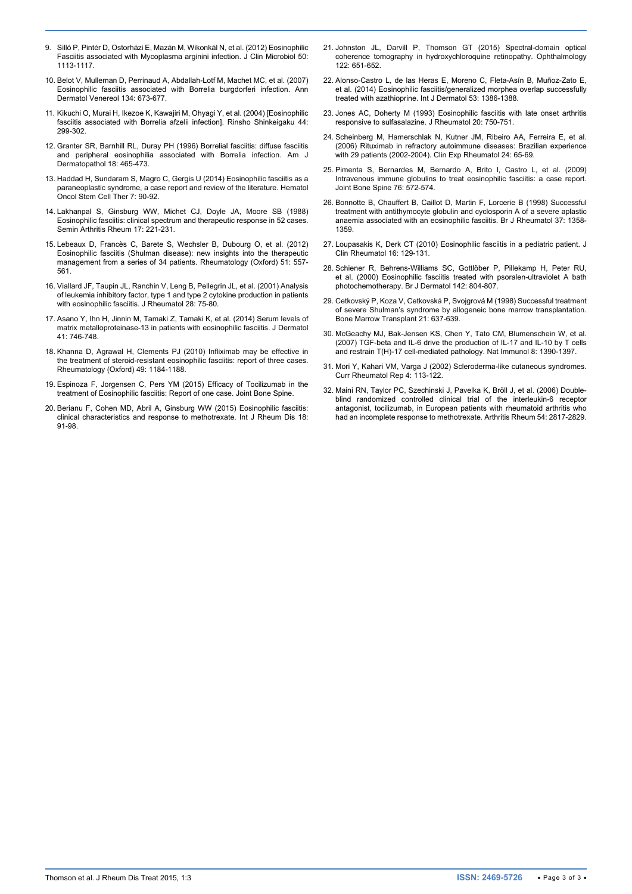9. Silló P, Pintér D, Ostorházi E, Mazán M, Wikonkál N, et al. (2012) Eosinophilic Fasciitis associated with Mycoplasma arginini infection. J Clin Microbiol 50: 1113-1117.

10. Belot V, Mulleman D, Perrinaud A, Abdallah-Lotf M, Machet MC, et al. (2007) Eosinophilic fasciitis associated with Borrelia burgdorferi infection. Ann Dermatol Venereol 134: 673-677.

11. Kikuchi O, Murai H, Ikezoe K, Kawajiri M, Ohyagi Y, et al. (2004) [Eosinophilic fasciitis associated with Borrelia afzelii infection]. Rinsho Shinkeigaku 44: 299-302.

12. Granter SR, Barnhill RL, Duray PH (1996) Borrelial fasciitis: diffuse fasciitis and peripheral eosinophilia associated with Borrelia infection. Am J Dermatopathol 18: 465-473.

13. Haddad H, Sundaram S, Magro C, Gergis U (2014) Eosinophilic fasciitis as a paraneoplastic syndrome, a case report and review of the literature. Hematol Oncol Stem Cell Ther 7: 90-92.

14. Lakhanpal S, Ginsburg WW, Michet CJ, Doyle JA, Moore SB (1988) Eosinophilic fasciitis: clinical spectrum and therapeutic response in 52 cases. Semin Arthritis Rheum 17: 221-231.

15. Lebeaux D, Francès C, Barete S, Wechsler B, Dubourg O, et al. (2012) Eosinophilic fasciitis (Shulman disease): new insights into the therapeutic management from a series of 34 patients. Rheumatology (Oxford) 51: 557-561.

16. Viallard JF, Taupin JL, Ranchin V, Leng B, Pellegrin JL, et al. (2001) Analysis of leukemia inhibitory factor, type 1 and type 2 cytokine production in patients with eosinophilic fasciitis. J Rheumatol 28: 75-80.

17. Asano Y, Ihn H, Jinnin M, Tamaki Z, Tamaki K, et al. (2014) Serum levels of matrix metalloproteinase-13 in patients with eosinophilic fasciitis. J Dermatol 41: 746-748.

18. Khanna D, Agrawal H, Clements PJ (2010) Infliximab may be effective in the treatment of steroid-resistant eosinophilic fasciitis: report of three cases. Rheumatology (Oxford) 49: 1184-1188.

19. Espinoza F, Jorgensen C, Pers YM (2015) Efficacy of Tocilizumab in the treatment of Eosinophilic fasciitis: Report of one case. Joint Bone Spine.

20. Berianu F, Cohen MD, Abril A, Ginsburg WW (2015) Eosinophilic fasciitis: clinical characteristics and response to methotrexate. Int J Rheum Dis 18: 91-98.

21. Johnston JL, Darvill P, Thomson GT (2015) Spectral-domain optical coherence tomography in hydroxychloroquine retinopathy. Ophthalmology 122: 651-652.

22. Alonso-Castro L, de las Heras E, Moreno C, Fleta-Asín B, Muñoz-Zato E, et al. (2014) Eosinophilic fasciitis/generalized morphea overlap successfully treated with azathioprine. Int J Dermatol 53: 1386-1388.

23. Jones AC, Doherty M (1993) Eosinophilic fasciitis with late onset arthritis responsive to sulfasalazine. J Rheumatol 20: 750-751.

24. Scheinberg M, Hamerschlak N, Kutner JM, Ribeiro AA, Ferreira E, et al. (2006) Rituximab in refractory autoimmune diseases: Brazilian experience with 29 patients (2002-2004). Clin Exp Rheumatol 24: 65-69.

25. Pimenta S, Bernardes M, Bernardo A, Brito I, Castro L, et al. (2009) Intravenous immune globulins to treat eosinophilic fasciitis: a case report. Joint Bone Spine 76: 572-574.

26. Bonnotte B, Chauffert B, Caillot D, Martin F, Lorcerie B (1998) Successful treatment with antithymocyte globulin and cyclosporin A of a severe aplastic anaemia associated with an eosinophilic fasciitis. Br J Rheumatol 37: 1358-1359.

27. Loupasakis K, Derk CT (2010) Eosinophilic fasciitis in a pediatric patient. J Clin Rheumatol 16: 129-131.

28. Schiener R, Behrens-Williams SC, Gottlöber P, Pillekamp H, Peter RU, et al. (2000) Eosinophilic fasciitis treated with psoralen-ultraviolet A bath photochemotherapy. Br J Dermatol 142: 804-807.

29. Cetkovský P, Koza V, Cetkovská P, Svojgrová M (1998) Successful treatment of severe Shulman's syndrome by allogeneic bone marrow transplantation. Bone Marrow Transplant 21: 637-639.

30. McGeachy MJ, Bak-Jensen KS, Chen Y, Tato CM, Blumenschein W, et al. (2007) TGF-beta and IL-6 drive the production of IL-17 and IL-10 by T cells and restrain T(H)-17 cell-mediated pathology. Nat Immunol 8: 1390-1397.

31. Mori Y, Kahari VM, Varga J (2002) Scleroderma-like cutaneous syndromes. Curr Rheumatol Rep 4: 113-122.

32. Maini RN, Taylor PC, Szechinski J, Pavelka K, Bröll J, et al. (2006) Double-blind randomized controlled clinical trial of the interleukin-6 receptor antagonist, tocilizumab, in European patients with rheumatoid arthritis who had an incomplete response to methotrexate. Arthritis Rheum 54: 2817-2829.